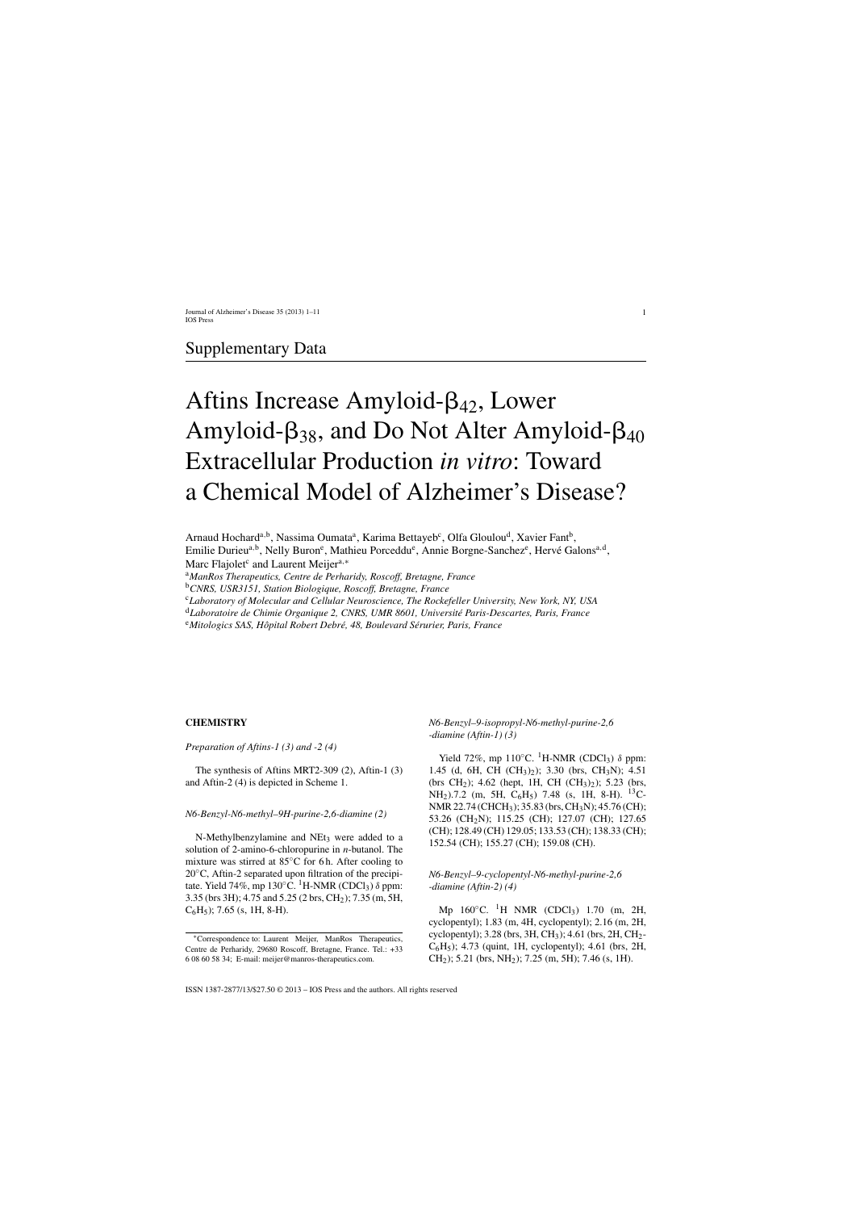# Supplementary Data

# Aftins Increase Amyloid-$\beta_{42}$, Lower Amyloid-$\beta_{38}$, and Do Not Alter Amyloid-$\beta_{40}$ Extracellular Production *in vitro*: Toward a Chemical Model of Alzheimer's Disease?

Arnaud Hochard[a,b], Nassima Oumata[a], Karima Bettayeb[c], Olfa Gloulou[d], Xavier Fant[b], Emilie Durieu[a,b], Nelly Buron[e], Mathieu Porceddu[e], Annie Borgne-Sanchez[e], Hervé Galons[a,d], Marc Flajolet[c] and Laurent Meijer[a,*]

[a]*ManRos Therapeutics, Centre de Perharidy, Roscoff, Bretagne, France*

[b]*CNRS, USR3151, Station Biologique, Roscoff, Bretagne, France*

[c]*Laboratory of Molecular and Cellular Neuroscience, The Rockefeller University, New York, NY, USA*

[d]*Laboratoire de Chimie Organique 2, CNRS, UMR 8601, Université Paris-Descartes, Paris, France*

[e]*Mitologics SAS, Hôpital Robert Debré, 48, Boulevard Sérurier, Paris, France*

## CHEMISTRY

*Preparation of Aftins-1 (3) and -2 (4)*

The synthesis of Aftins MRT2-309 (2), Aftin-1 (3) and Aftin-2 (4) is depicted in Scheme 1.

*N6-Benzyl-N6-methyl–9H-purine-2,6-diamine (2)*

N-Methylbenzylamine and $NEt_3$ were added to a solution of 2-amino-6-chloropurine in *n*-butanol. The mixture was stirred at 85°C for 6 h. After cooling to 20°C, Aftin-2 separated upon filtration of the precipitate. Yield 74%, mp 130°C. $^1$H-NMR ($CDCl_3$) $\delta$ ppm: 3.35 (brs 3H); 4.75 and 5.25 (2 brs, $CH_2$); 7.35 (m, 5H, $C_6H_5$); 7.65 (s, 1H, 8-H).

*N6-Benzyl–9-isopropyl-N6-methyl-purine-2,6-diamine (Aftin-1) (3)*

Yield 72%, mp 110°C. $^1$H-NMR ($CDCl_3$) $\delta$ ppm: 1.45 (d, 6H, CH $(CH_3)_2$); 3.30 (brs, $CH_3N$); 4.51 (brs $CH_2$); 4.62 (hept, 1H, CH $(CH_3)_2$); 5.23 (brs, $NH_2$).7.2 (m, 5H, $C_6H_5$) 7.48 (s, 1H, 8-H). $^{13}$C-NMR 22.74 ($CHCH_3$); 35.83 (brs, $CH_3N$); 45.76 (CH); 53.26 ($CH_2N$); 115.25 (CH); 127.07 (CH); 127.65 (CH); 128.49 (CH) 129.05; 133.53 (CH); 138.33 (CH); 152.54 (CH); 155.27 (CH); 159.08 (CH).

*N6-Benzyl–9-cyclopentyl-N6-methyl-purine-2,6-diamine (Aftin-2) (4)*

Mp 160°C. $^1$H NMR ($CDCl_3$) 1.70 (m, 2H, cyclopentyl); 1.83 (m, 4H, cyclopentyl); 2.16 (m, 2H, cyclopentyl); 3.28 (brs, 3H, $CH_3$); 4.61 (brs, 2H, $CH_2$-$C_6H_5$); 4.73 (quint, 1H, cyclopentyl); 4.61 (brs, 2H, $CH_2$); 5.21 (brs, $NH_2$); 7.25 (m, 5H); 7.46 (s, 1H).

*Correspondence to: Laurent Meijer, ManRos Therapeutics, Centre de Perharidy, 29680 Roscoff, Bretagne, France. Tel.: +33 6 08 60 58 34; E-mail: meijer@manros-therapeutics.com.

ISSN 1387-2877/13/$27.50 © 2013 – IOS Press and the authors. All rights reserved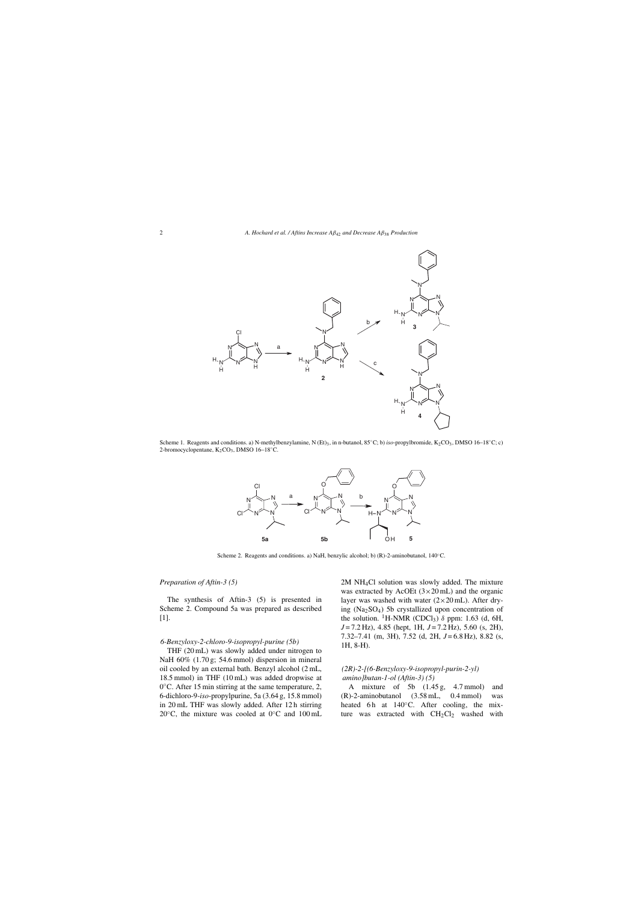Scheme 1. Reagents and conditions. a) N-methylbenzylamine, N $(Et)_3$, in n-butanol, 85°C; b) *iso*-propylbromide, $K_2CO_3$, DMSO 16–18°C; c) 2-bromocyclopentane, $K_2CO_3$, DMSO 16–18°C.

Scheme 2. Reagents and conditions. a) NaH, benzylic alcohol; b) (R)-2-aminobutanol, 140°C.

*Preparation of Aftin-3 (5)*

The synthesis of Aftin-3 (5) is presented in Scheme 2. Compound 5a was prepared as described [1].

*6-Benzyloxy-2-chloro-9-isopropyl-purine (5b)*

THF (20 mL) was slowly added under nitrogen to NaH 60% (1.70 g; 54.6 mmol) dispersion in mineral oil cooled by an external bath. Benzyl alcohol (2 mL, 18.5 mmol) in THF (10 mL) was added dropwise at 0°C. After 15 min stirring at the same temperature, 2, 6-dichloro-9-*iso*-propylpurine, 5a (3.64 g, 15.8 mmol) in 20 mL THF was slowly added. After 12 h stirring 20°C, the mixture was cooled at 0°C and 100 mL 2M $NH_4Cl$ solution was slowly added. The mixture was extracted by AcOEt (3×20 mL) and the organic layer was washed with water (2×20 mL). After drying ($Na_2SO_4$) 5b crystallized upon concentration of the solution. $^1$H-NMR ($CDCl_3$) $\delta$ ppm: 1.63 (d, 6H, $J = 7.2$ Hz), 4.85 (hept, 1H, $J = 7.2$ Hz), 5.60 (s, 2H), 7.32–7.41 (m, 3H), 7.52 (d, 2H, $J = 6.8$ Hz), 8.82 (s, 1H, 8-H).

*(2R)-2-[(6-Benzyloxy-9-isopropyl-purin-2-yl) amino]butan-1-ol (Aftin-3) (5)*

A mixture of 5b (1.45 g, 4.7 mmol) and (R)-2-aminobutanol (3.58 mL, 0.4 mmol) was heated 6 h at 140°C. After cooling, the mixture was extracted with $CH_2Cl_2$ washed with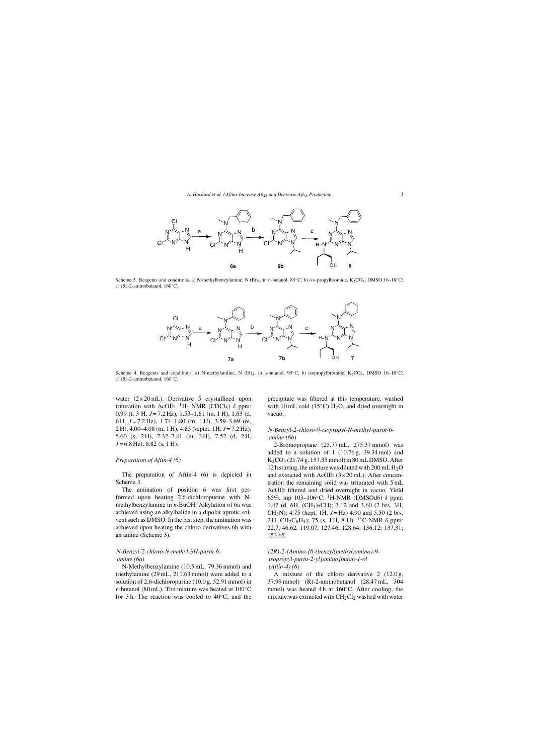Scheme 3. Reagents and conditions. a) N-methylbenzylamine, N (Et)$_3$, in n-butanol, 85°C; b) *iso*-propylbromide, $K_2CO_3$, DMSO 16–18°C; c) (R)-2-aminobutanol, 160°C.

Scheme 4. Reagents and conditions. a) N-methylaniline, N (Et)$_3$, in n-butanol, 95°C; b) isopropylbromide, $K_2CO_3$, DMSO 16–18°C; c) (R)-2-aminobutanol, 160°C.

water (2×20 mL). Derivative 5 crystallized upon trituration with AcOEt. $^1$H- NMR (CDCl$_3$) δ ppm: 0.99 (t, 3 H, *J* = 7.2 Hz), 1.53–1.61 (m, 1 H), 1.63 (d, 6 H, *J* = 7.2 Hz), 1.74–1.80 (m, 1 H), 3.59–3.69 (m, 2 H), 4.00–4.08 (m, 1 H), 4.85 (septet, 1H, *J* = 7.2 Hz), 5.60 (s, 2 H), 7.32–7.41 (m, 3 H), 7.52 (d, 2 H, *J* = 6.8 Hz), 8.82 (s, 1 H).

### *Preparation of Aftin-4 (6)*

The preparation of Aftin-4 (6) is depicted in Scheme 3.

The amination of position 6 was first performed upon heating 2,6-dichloropurine with N-methylbenzylamine in *n*-BuOH. Alkylation of 6a was achieved using an alkylhalide in a dipolar aprotic solvent such as DMSO. In the last step, the amination was achieved upon heating the chloro derivatives 6b with an amine (Scheme 3).

### *N-Benzyl-2-chloro-N-methyl-9H-purin-6-amine (6a)*

N-Methylbenzylamine (10.5 mL, 79.36 mmol) and triethylamine (29 mL, 211.63 mmol) were added to a solution of 2,6-dichloropurine (10.0 g, 52.91 mmol) in n-butanol (80 mL). The mixture was heated at 100°C for 3 h. The reaction was cooled to 40°C, and the precipitate was filtered at this temperature, washed with 10 mL cold (15°C) $H_2O$, and dried overnight in vacuo.

### *N-Benzyl-2-chloro-9-isopropyl-N-methyl-purin-6-amine (6b)*

2-Bromopropane (25.77 mL, 275.37 mmol) was added to a solution of 1 (10.76 g, 39.34 mol) and $K_2CO_3$ (21.74 g, 157.35 mmol) in 80 mL DMSO. After 12 h stirring, the mixture was diluted with 200 mL $H_2O$ and extracted with AcOEt (3×20 mL). After concentration the remaining solid was triturated with 5 mL AcOEt filtered and dried overnight in vacuo. Yield 65%, mp 103–106°C. $^1$H-NMR (DMSOd6) δ ppm: 1.47 (d, 6H, $(CH_3)_2CH$); 3.12 and 3.60 (2 brs, 3H, $CH_3N$); 4.75 (hept, 1H, *J* = Hz) 4.90 and 5.50 (2 brs, 2 H, $CH_2C_6H_5$); 75 (s, 1 H, 8-H). $^{13}$C-NMR δ ppm: 22.7, 46.62, 119.07, 127.46, 128.64; 136.12; 137.31; 153.65.

### *(2R)-2-[Amino-[6-(benzyl(methyl)amino)-9-isopropyl-purin-2-yl]amino]butan-1-ol (Aftin-4) (6)*

A mixture of the chloro derivative 2 (12.0 g, 37.99 mmol) (R)-2-aminobutanol (28.47 mL, 304 mmol) was heated 4 h at 160°C. After cooling, the mixture was extracted with $CH_2Cl_2$ washed with water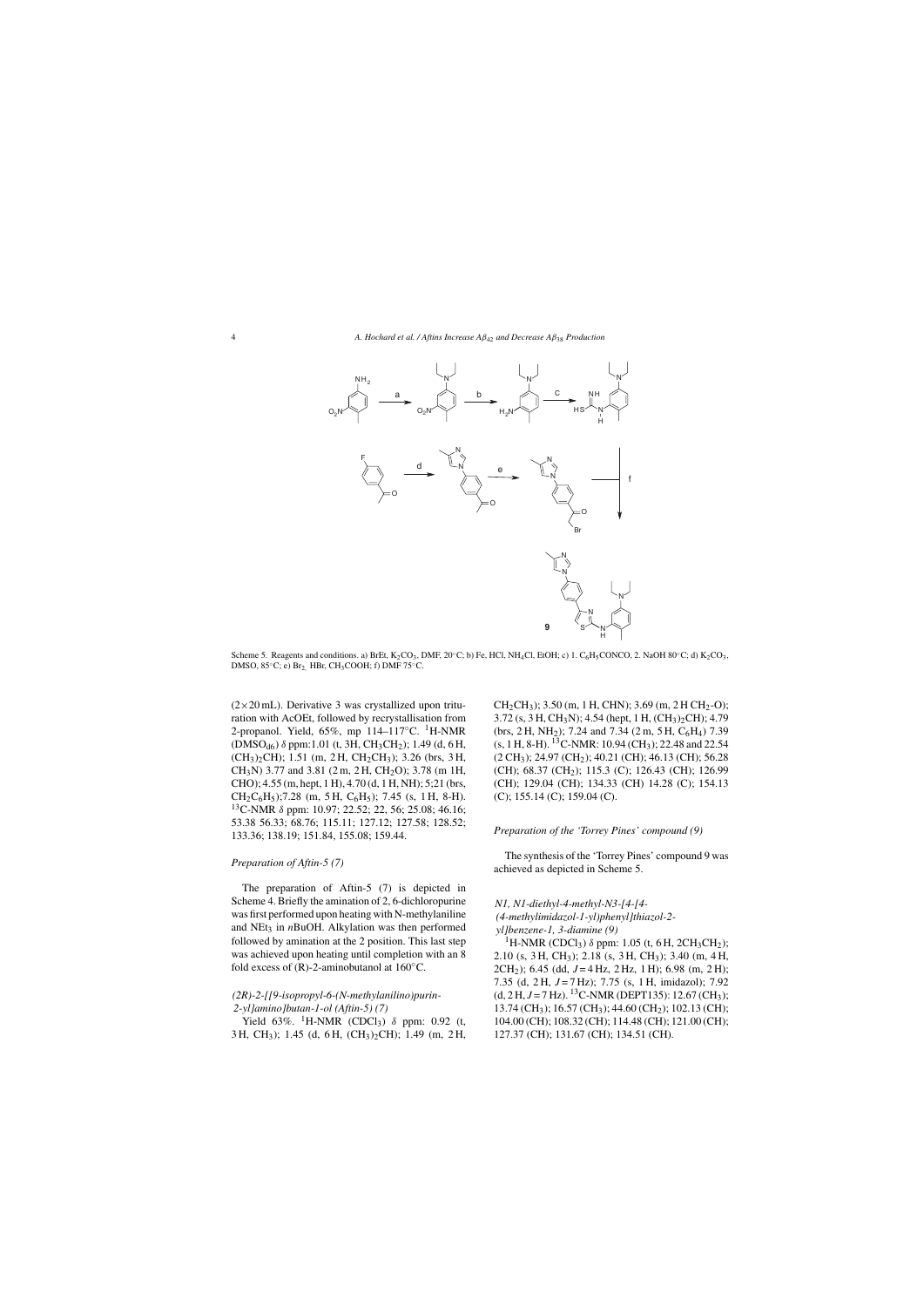Scheme 5. Reagents and conditions. a) BrEt, $K_2CO_3$, DMF, 20°C; b) Fe, HCl, $NH_4Cl$, EtOH; c) 1. $C_6H_5CONCO$, 2. NaOH 80°C; d) $K_2CO_3$, DMSO, 85°C; e) $Br_2$, HBr, $CH_3COOH$; f) DMF 75°C.

(2×20 mL). Derivative 3 was crystallized upon trituration with AcOEt, followed by recrystallisation from 2-propanol. Yield, 65%, mp 114–117°C. $^1$H-NMR ($DMSO_{d6}$) δ ppm: 1.01 (t, 3H, $CH_3CH_2$); 1.49 (d, 6 H, $(CH_3)_2CH$); 1.51 (m, 2 H, $CH_2CH_3$); 3.26 (brs, 3 H, $CH_3N$) 3.77 and 3.81 (2 m, 2 H, $CH_2O$); 3.78 (m 1H, CHO); 4.55 (m, hept, 1 H), 4.70 (d, 1 H, NH); 5;21 (brs, $CH_2C_6H_5$);7.28 (m, 5 H, $C_6H_5$); 7.45 (s, 1 H, 8-H). $^{13}$C-NMR δ ppm: 10.97; 22.52; 22, 56; 25.08; 46.16; 53.38 56.33; 68.76; 115.11; 127.12; 127.58; 128.52; 133.36; 138.19; 151.84, 155.08; 159.44.

### Preparation of Aftin-5 (7)

The preparation of Aftin-5 (7) is depicted in Scheme 4. Briefly the amination of 2, 6-dichloropurine was first performed upon heating with N-methylaniline and $NEt_3$ in *n*BuOH. Alkylation was then performed followed by amination at the 2 position. This last step was achieved upon heating until completion with an 8 fold excess of (R)-2-aminobutanol at 160°C.

*(2R)-2-[[9-isopropyl-6-(N-methylanilino)purin-2-yl]amino]butan-1-ol (Aftin-5) (7)*

Yield 63%. $^1$H-NMR ($CDCl_3$) δ ppm: 0.92 (t, 3 H, $CH_3$); 1.45 (d, 6 H, $(CH_3)_2CH$); 1.49 (m, 2 H, $CH_2CH_3$); 3.50 (m, 1 H, CHN); 3.69 (m, 2 H $CH_2$-O); 3.72 (s, 3 H, $CH_3N$); 4.54 (hept, 1 H, $(CH_3)_2CH$); 4.79 (brs, 2 H, $NH_2$); 7.24 and 7.34 (2 m, 5 H, $C_6H_4$) 7.39 (s, 1 H, 8-H). $^{13}$C-NMR: 10.94 ($CH_3$); 22.48 and 22.54 (2 $CH_3$); 24.97 ($CH_2$); 40.21 (CH); 46.13 (CH); 56.28 (CH); 68.37 ($CH_2$); 115.3 (C); 126.43 (CH); 126.99 (CH); 129.04 (CH); 134.33 (CH) 14.28 (C); 154.13 (C); 155.14 (C); 159.04 (C).

### Preparation of the 'Torrey Pines' compound (9)

The synthesis of the 'Torrey Pines' compound 9 was achieved as depicted in Scheme 5.

*N1, N1-diethyl-4-methyl-N3-[4-[4-(4-methylimidazol-1-yl)phenyl]thiazol-2-yl]benzene-1, 3-diamine (9)*

$^1$H-NMR ($CDCl_3$) δ ppm: 1.05 (t, 6 H, $2CH_3CH_2$); 2.10 (s, 3 H, $CH_3$); 2.18 (s, 3 H, $CH_3$); 3.40 (m, 4 H, $2CH_2$); 6.45 (dd, $J = 4$ Hz, 2 Hz, 1 H); 6.98 (m, 2 H); 7.35 (d, 2 H, $J = 7$ Hz); 7.75 (s, 1 H, imidazol); 7.92 (d, 2 H, $J = 7$ Hz). $^{13}$C-NMR (DEPT135): 12.67 ($CH_3$); 13.74 ($CH_3$); 16.57 ($CH_3$); 44.60 ($CH_2$); 102.13 (CH); 104.00 (CH); 108.32 (CH); 114.48 (CH); 121.00 (CH); 127.37 (CH); 131.67 (CH); 134.51 (CH).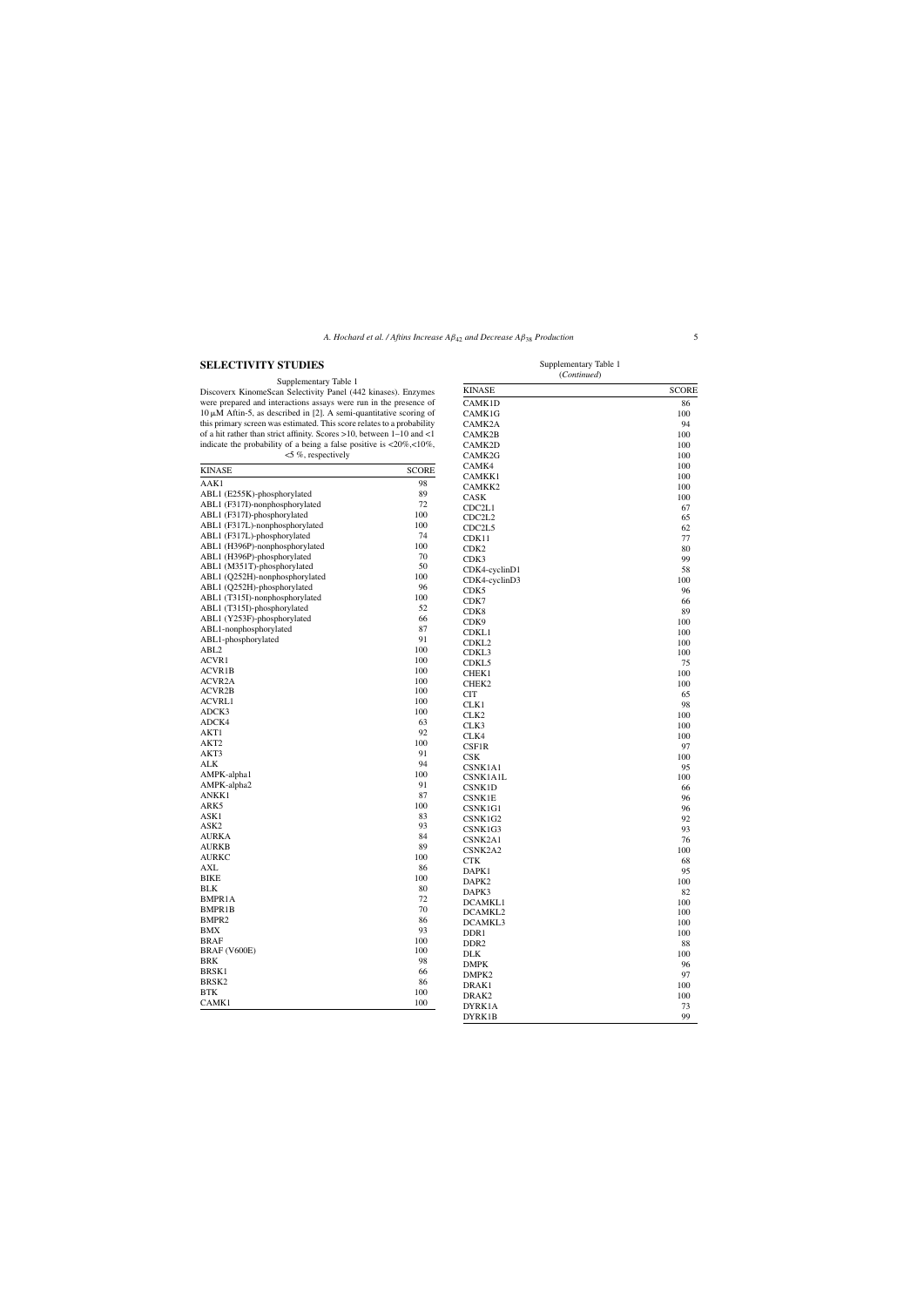## SELECTIVITY STUDIES

Supplementary Table 1

Discoverx KinomeScan Selectivity Panel (442 kinases). Enzymes were prepared and interactions assays were run in the presence of 10 μM Aftin-5, as described in [2]. A semi-quantitative scoring of this primary screen was estimated. This score relates to a probability of a hit rather than strict affinity. Scores >10, between 1–10 and <1 indicate the probability of a being a false positive is <20%,<10%, <5 %, respectively

| KINASE | SCORE |
|---|---|
| AAK1 | 98 |
| ABL1 (E255K)-phosphorylated | 89 |
| ABL1 (F317I)-nonphosphorylated | 72 |
| ABL1 (F317I)-phosphorylated | 100 |
| ABL1 (F317L)-nonphosphorylated | 100 |
| ABL1 (F317L)-phosphorylated | 74 |
| ABL1 (H396P)-nonphosphorylated | 100 |
| ABL1 (H396P)-phosphorylated | 70 |
| ABL1 (M351T)-phosphorylated | 50 |
| ABL1 (Q252H)-nonphosphorylated | 100 |
| ABL1 (Q252H)-phosphorylated | 96 |
| ABL1 (T315I)-nonphosphorylated | 100 |
| ABL1 (T315I)-phosphorylated | 52 |
| ABL1 (Y253F)-phosphorylated | 66 |
| ABL1-nonphosphorylated | 87 |
| ABL1-phosphorylated | 91 |
| ABL2 | 100 |
| ACVR1 | 100 |
| ACVR1B | 100 |
| ACVR2A | 100 |
| ACVR2B | 100 |
| ACVRL1 | 100 |
| ADCK3 | 100 |
| ADCK4 | 63 |
| AKT1 | 92 |
| AKT2 | 100 |
| AKT3 | 91 |
| ALK | 94 |
| AMPK-alpha1 | 100 |
| AMPK-alpha2 | 91 |
| ANKK1 | 87 |
| ARK5 | 100 |
| ASK1 | 83 |
| ASK2 | 93 |
| AURKA | 84 |
| AURKB | 89 |
| AURKC | 100 |
| AXL | 86 |
| BIKE | 100 |
| BLK | 80 |
| BMPR1A | 72 |
| BMPR1B | 70 |
| BMPR2 | 86 |
| BMX | 93 |
| BRAF | 100 |
| BRAF (V600E) | 100 |
| BRK | 98 |
| BRSK1 | 66 |
| BRSK2 | 86 |
| BTK | 100 |
| CAMK1 | 100 |
| CAMK1D | 86 |
| CAMK1G | 100 |
| CAMK2A | 94 |
| CAMK2B | 100 |
| CAMK2D | 100 |
| CAMK2G | 100 |
| CAMK4 | 100 |
| CAMKK1 | 100 |
| CAMKK2 | 100 |
| CASK | 100 |
| CDC2L1 | 67 |
| CDC2L2 | 65 |
| CDC2L5 | 62 |
| CDK11 | 77 |
| CDK2 | 80 |
| CDK3 | 99 |
| CDK4-cyclinD1 | 58 |
| CDK4-cyclinD3 | 100 |
| CDK5 | 96 |
| CDK7 | 66 |
| CDK8 | 89 |
| CDK9 | 100 |
| CDKL1 | 100 |
| CDKL2 | 100 |
| CDKL3 | 100 |
| CDKL5 | 75 |
| CHEK1 | 100 |
| CHEK2 | 100 |
| CIT | 65 |
| CLK1 | 98 |
| CLK2 | 100 |
| CLK3 | 100 |
| CLK4 | 100 |
| CSF1R | 97 |
| CSK | 100 |
| CSNK1A1 | 95 |
| CSNK1A1L | 100 |
| CSNK1D | 66 |
| CSNK1E | 96 |
| CSNK1G1 | 96 |
| CSNK1G2 | 92 |
| CSNK1G3 | 93 |
| CSNK2A1 | 76 |
| CSNK2A2 | 100 |
| CTK | 68 |
| DAPK1 | 95 |
| DAPK2 | 100 |
| DAPK3 | 82 |
| DCAMKL1 | 100 |
| DCAMKL2 | 100 |
| DCAMKL3 | 100 |
| DDR1 | 100 |
| DDR2 | 88 |
| DLK | 100 |
| DMPK | 96 |
| DMPK2 | 97 |
| DRAK1 | 100 |
| DRAK2 | 100 |
| DYRK1A | 73 |
| DYRK1B | 99 |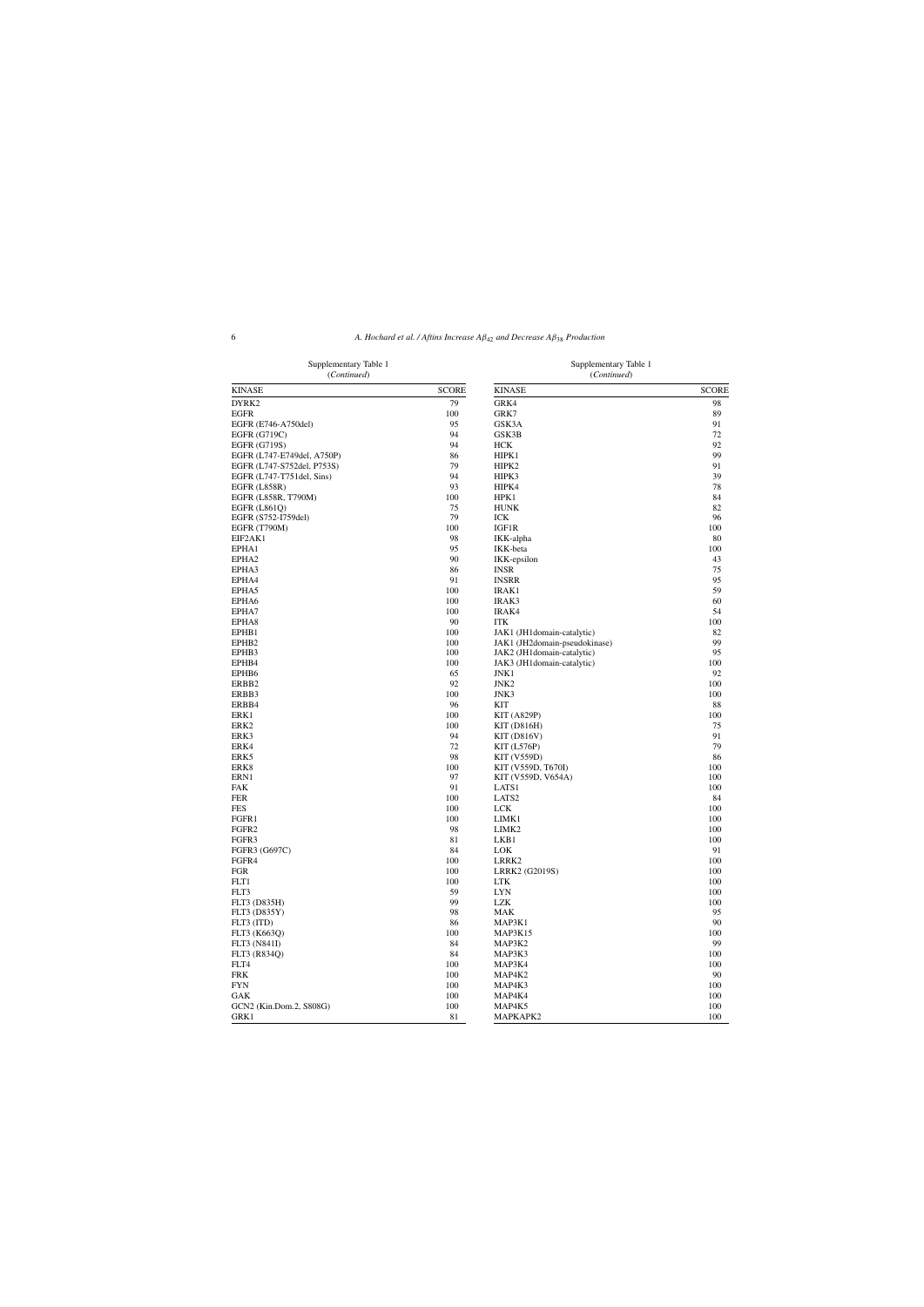Supplementary Table 1
(*Continued*)

| KINASE | SCORE |
|---|---|
| DYRK2 | 79 |
| EGFR | 100 |
| EGFR (E746-A750del) | 95 |
| EGFR (G719C) | 94 |
| EGFR (G719S) | 94 |
| EGFR (L747-E749del, A750P) | 86 |
| EGFR (L747-S752del, P753S) | 79 |
| EGFR (L747-T751del, Sins) | 94 |
| EGFR (L858R) | 93 |
| EGFR (L858R, T790M) | 100 |
| EGFR (L861Q) | 75 |
| EGFR (S752-I759del) | 79 |
| EGFR (T790M) | 100 |
| EIF2AK1 | 98 |
| EPHA1 | 95 |
| EPHA2 | 90 |
| EPHA3 | 86 |
| EPHA4 | 91 |
| EPHA5 | 100 |
| EPHA6 | 100 |
| EPHA7 | 100 |
| EPHA8 | 90 |
| EPHB1 | 100 |
| EPHB2 | 100 |
| EPHB3 | 100 |
| EPHB4 | 100 |
| EPHB6 | 65 |
| ERBB2 | 92 |
| ERBB3 | 100 |
| ERBB4 | 96 |
| ERK1 | 100 |
| ERK2 | 100 |
| ERK3 | 94 |
| ERK4 | 72 |
| ERK5 | 98 |
| ERK8 | 100 |
| ERN1 | 97 |
| FAK | 91 |
| FER | 100 |
| FES | 100 |
| FGFR1 | 100 |
| FGFR2 | 98 |
| FGFR3 | 81 |
| FGFR3 (G697C) | 84 |
| FGFR4 | 100 |
| FGR | 100 |
| FLT1 | 100 |
| FLT3 | 59 |
| FLT3 (D835H) | 99 |
| FLT3 (D835Y) | 98 |
| FLT3 (ITD) | 86 |
| FLT3 (K663Q) | 100 |
| FLT3 (N841I) | 84 |
| FLT3 (R834Q) | 84 |
| FLT4 | 100 |
| FRK | 100 |
| FYN | 100 |
| GAK | 100 |
| GCN2 (Kin.Dom.2, S808G) | 100 |
| GRK1 | 81 |
| GRK4 | 98 |
| GRK7 | 89 |
| GSK3A | 91 |
| GSK3B | 72 |
| HCK | 92 |
| HIPK1 | 99 |
| HIPK2 | 91 |
| HIPK3 | 39 |
| HIPK4 | 78 |
| HPK1 | 84 |
| HUNK | 82 |
| ICK | 96 |
| IGF1R | 100 |
| IKK-alpha | 80 |
| IKK-beta | 100 |
| IKK-epsilon | 43 |
| INSR | 75 |
| INSRR | 95 |
| IRAK1 | 59 |
| IRAK3 | 60 |
| IRAK4 | 54 |
| ITK | 100 |
| JAK1 (JH1domain-catalytic) | 82 |
| JAK1 (JH2domain-pseudokinase) | 99 |
| JAK2 (JH1domain-catalytic) | 95 |
| JAK3 (JH1domain-catalytic) | 100 |
| JNK1 | 92 |
| JNK2 | 100 |
| JNK3 | 100 |
| KIT | 88 |
| KIT (A829P) | 100 |
| KIT (D816H) | 75 |
| KIT (D816V) | 91 |
| KIT (L576P) | 79 |
| KIT (V559D) | 86 |
| KIT (V559D, T670I) | 100 |
| KIT (V559D, V654A) | 100 |
| LATS1 | 100 |
| LATS2 | 84 |
| LCK | 100 |
| LIMK1 | 100 |
| LIMK2 | 100 |
| LKB1 | 100 |
| LOK | 91 |
| LRRK2 | 100 |
| LRRK2 (G2019S) | 100 |
| LTK | 100 |
| LYN | 100 |
| LZK | 100 |
| MAK | 95 |
| MAP3K1 | 90 |
| MAP3K15 | 100 |
| MAP3K2 | 99 |
| MAP3K3 | 100 |
| MAP3K4 | 100 |
| MAP4K2 | 90 |
| MAP4K3 | 100 |
| MAP4K4 | 100 |
| MAP4K5 | 100 |
| MAPKAPK2 | 100 |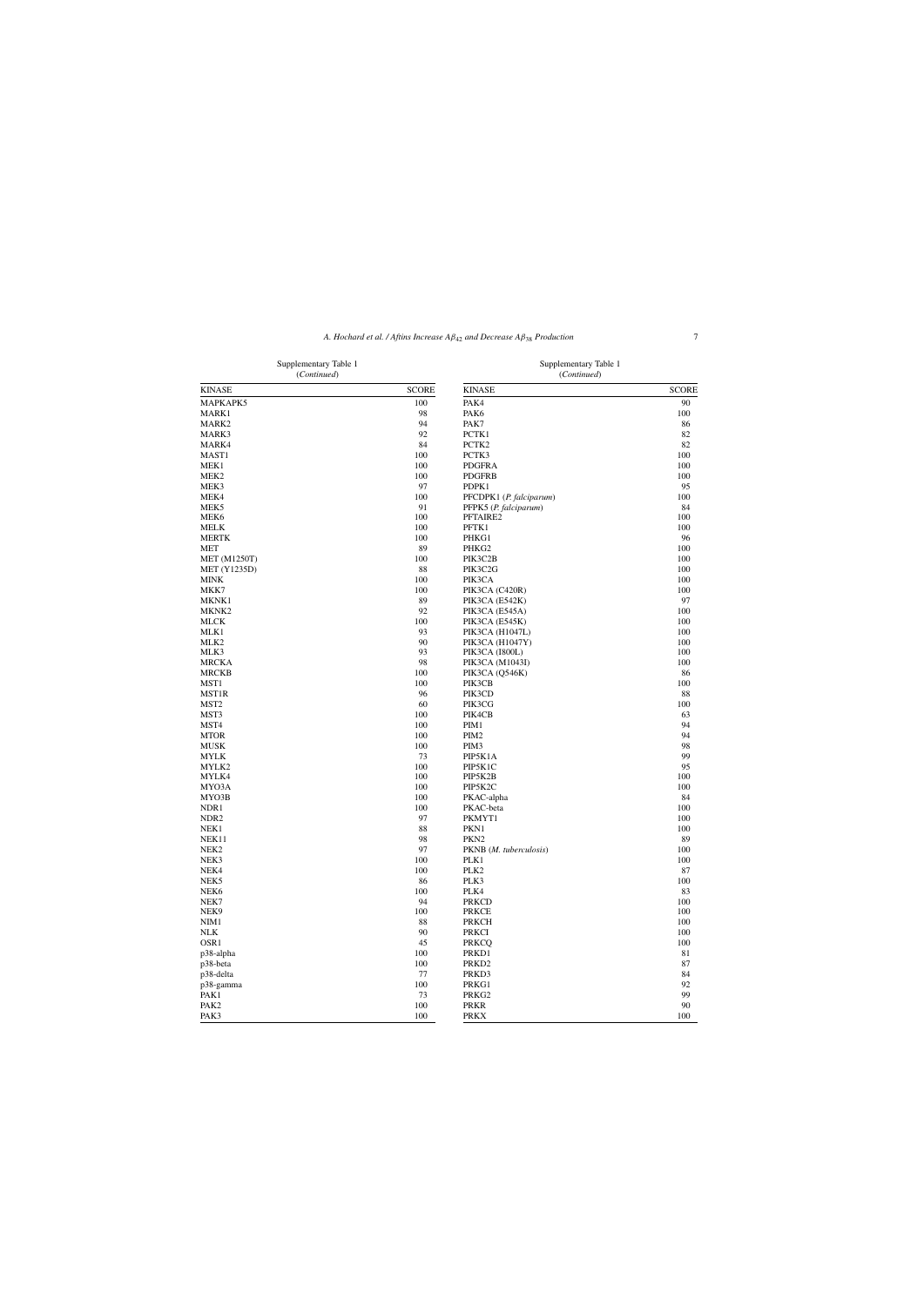Supplementary Table 1
(*Continued*)

| KINASE | SCORE |
|---|---|
| MAPKAPK5 | 100 |
| MARK1 | 98 |
| MARK2 | 94 |
| MARK3 | 92 |
| MARK4 | 84 |
| MAST1 | 100 |
| MEK1 | 100 |
| MEK2 | 100 |
| MEK3 | 97 |
| MEK4 | 100 |
| MEK5 | 91 |
| MEK6 | 100 |
| MELK | 100 |
| MERTK | 100 |
| MET | 89 |
| MET (M1250T) | 100 |
| MET (Y1235D) | 88 |
| MINK | 100 |
| MKK7 | 100 |
| MKNK1 | 89 |
| MKNK2 | 92 |
| MLCK | 100 |
| MLK1 | 93 |
| MLK2 | 90 |
| MLK3 | 93 |
| MRCKA | 98 |
| MRCKB | 100 |
| MST1 | 100 |
| MST1R | 96 |
| MST2 | 60 |
| MST3 | 100 |
| MST4 | 100 |
| MTOR | 100 |
| MUSK | 100 |
| MYLK | 73 |
| MYLK2 | 100 |
| MYLK4 | 100 |
| MYO3A | 100 |
| MYO3B | 100 |
| NDR1 | 100 |
| NDR2 | 97 |
| NEK1 | 88 |
| NEK11 | 98 |
| NEK2 | 97 |
| NEK3 | 100 |
| NEK4 | 100 |
| NEK5 | 86 |
| NEK6 | 100 |
| NEK7 | 94 |
| NEK9 | 100 |
| NIM1 | 88 |
| NLK | 90 |
| OSR1 | 45 |
| p38-alpha | 100 |
| p38-beta | 100 |
| p38-delta | 77 |
| p38-gamma | 100 |
| PAK1 | 73 |
| PAK2 | 100 |
| PAK3 | 100 |
| PAK4 | 90 |
| PAK6 | 100 |
| PAK7 | 86 |
| PCTK1 | 82 |
| PCTK2 | 82 |
| PCTK3 | 100 |
| PDGFRA | 100 |
| PDGFRB | 100 |
| PDPK1 | 95 |
| PFCDPK1 (*P. falciparum*) | 100 |
| PFPK5 (*P. falciparum*) | 84 |
| PFTAIRE2 | 100 |
| PFTK1 | 100 |
| PHKG1 | 96 |
| PHKG2 | 100 |
| PIK3C2B | 100 |
| PIK3C2G | 100 |
| PIK3CA | 100 |
| PIK3CA (C420R) | 100 |
| PIK3CA (E542K) | 97 |
| PIK3CA (E545A) | 100 |
| PIK3CA (E545K) | 100 |
| PIK3CA (H1047L) | 100 |
| PIK3CA (H1047Y) | 100 |
| PIK3CA (I800L) | 100 |
| PIK3CA (M1043I) | 100 |
| PIK3CA (Q546K) | 86 |
| PIK3CB | 100 |
| PIK3CD | 88 |
| PIK3CG | 100 |
| PIK4CB | 63 |
| PIM1 | 94 |
| PIM2 | 94 |
| PIM3 | 98 |
| PIP5K1A | 99 |
| PIP5K1C | 95 |
| PIP5K2B | 100 |
| PIP5K2C | 100 |
| PKAC-alpha | 84 |
| PKAC-beta | 100 |
| PKMYT1 | 100 |
| PKN1 | 100 |
| PKN2 | 89 |
| PKNB (*M. tuberculosis*) | 100 |
| PLK1 | 100 |
| PLK2 | 87 |
| PLK3 | 100 |
| PLK4 | 83 |
| PRKCD | 100 |
| PRKCE | 100 |
| PRKCH | 100 |
| PRKCI | 100 |
| PRKCQ | 100 |
| PRKD1 | 81 |
| PRKD2 | 87 |
| PRKD3 | 84 |
| PRKG1 | 92 |
| PRKG2 | 99 |
| PRKR | 90 |
| PRKX | 100 |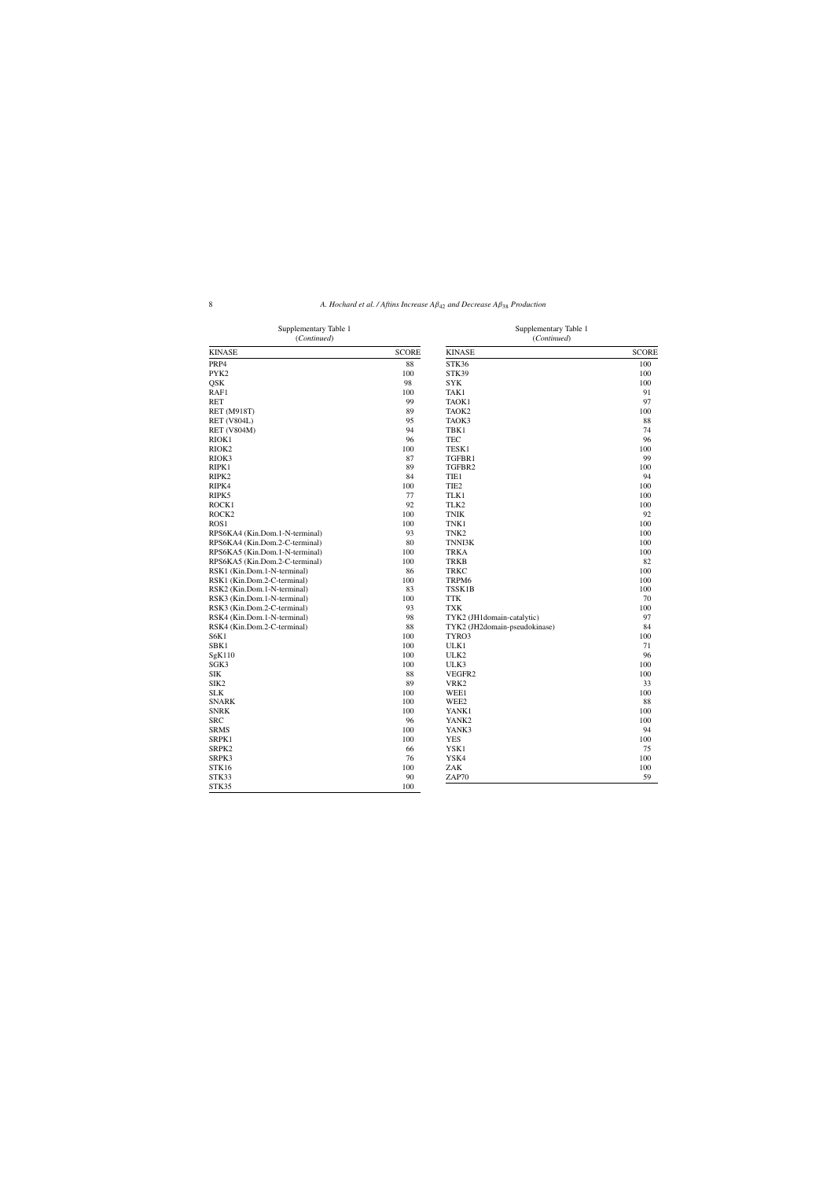Supplementary Table 1
(*Continued*)

| KINASE | SCORE |
|---|---|
| PRP4 | 88 |
| PYK2 | 100 |
| QSK | 98 |
| RAF1 | 100 |
| RET | 99 |
| RET (M918T) | 89 |
| RET (V804L) | 95 |
| RET (V804M) | 94 |
| RIOK1 | 96 |
| RIOK2 | 100 |
| RIOK3 | 87 |
| RIPK1 | 89 |
| RIPK2 | 84 |
| RIPK4 | 100 |
| RIPK5 | 77 |
| ROCK1 | 92 |
| ROCK2 | 100 |
| ROS1 | 100 |
| RPS6KA4 (Kin.Dom.1-N-terminal) | 93 |
| RPS6KA4 (Kin.Dom.2-C-terminal) | 80 |
| RPS6KA5 (Kin.Dom.1-N-terminal) | 100 |
| RPS6KA5 (Kin.Dom.2-C-terminal) | 100 |
| RSK1 (Kin.Dom.1-N-terminal) | 86 |
| RSK1 (Kin.Dom.2-C-terminal) | 100 |
| RSK2 (Kin.Dom.1-N-terminal) | 83 |
| RSK3 (Kin.Dom.1-N-terminal) | 100 |
| RSK3 (Kin.Dom.2-C-terminal) | 93 |
| RSK4 (Kin.Dom.1-N-terminal) | 98 |
| RSK4 (Kin.Dom.2-C-terminal) | 88 |
| S6K1 | 100 |
| SBK1 | 100 |
| SgK110 | 100 |
| SGK3 | 100 |
| SIK | 88 |
| SIK2 | 89 |
| SLK | 100 |
| SNARK | 100 |
| SNRK | 100 |
| SRC | 96 |
| SRMS | 100 |
| SRPK1 | 100 |
| SRPK2 | 66 |
| SRPK3 | 76 |
| STK16 | 100 |
| STK33 | 90 |
| STK35 | 100 |
| STK36 | 100 |
| STK39 | 100 |
| SYK | 100 |
| TAK1 | 91 |
| TAOK1 | 97 |
| TAOK2 | 100 |
| TAOK3 | 88 |
| TBK1 | 74 |
| TEC | 96 |
| TESK1 | 100 |
| TGFBR1 | 99 |
| TGFBR2 | 100 |
| TIE1 | 94 |
| TIE2 | 100 |
| TLK1 | 100 |
| TLK2 | 100 |
| TNIK | 92 |
| TNK1 | 100 |
| TNK2 | 100 |
| TNNI3K | 100 |
| TRKA | 100 |
| TRKB | 82 |
| TRKC | 100 |
| TRPM6 | 100 |
| TSSK1B | 100 |
| TTK | 70 |
| TXK | 100 |
| TYK2 (JH1domain-catalytic) | 97 |
| TYK2 (JH2domain-pseudokinase) | 84 |
| TYRO3 | 100 |
| ULK1 | 71 |
| ULK2 | 96 |
| ULK3 | 100 |
| VEGFR2 | 100 |
| VRK2 | 33 |
| WEE1 | 100 |
| WEE2 | 88 |
| YANK1 | 100 |
| YANK2 | 100 |
| YANK3 | 94 |
| YES | 100 |
| YSK1 | 75 |
| YSK4 | 100 |
| ZAK | 100 |
| ZAP70 | 59 |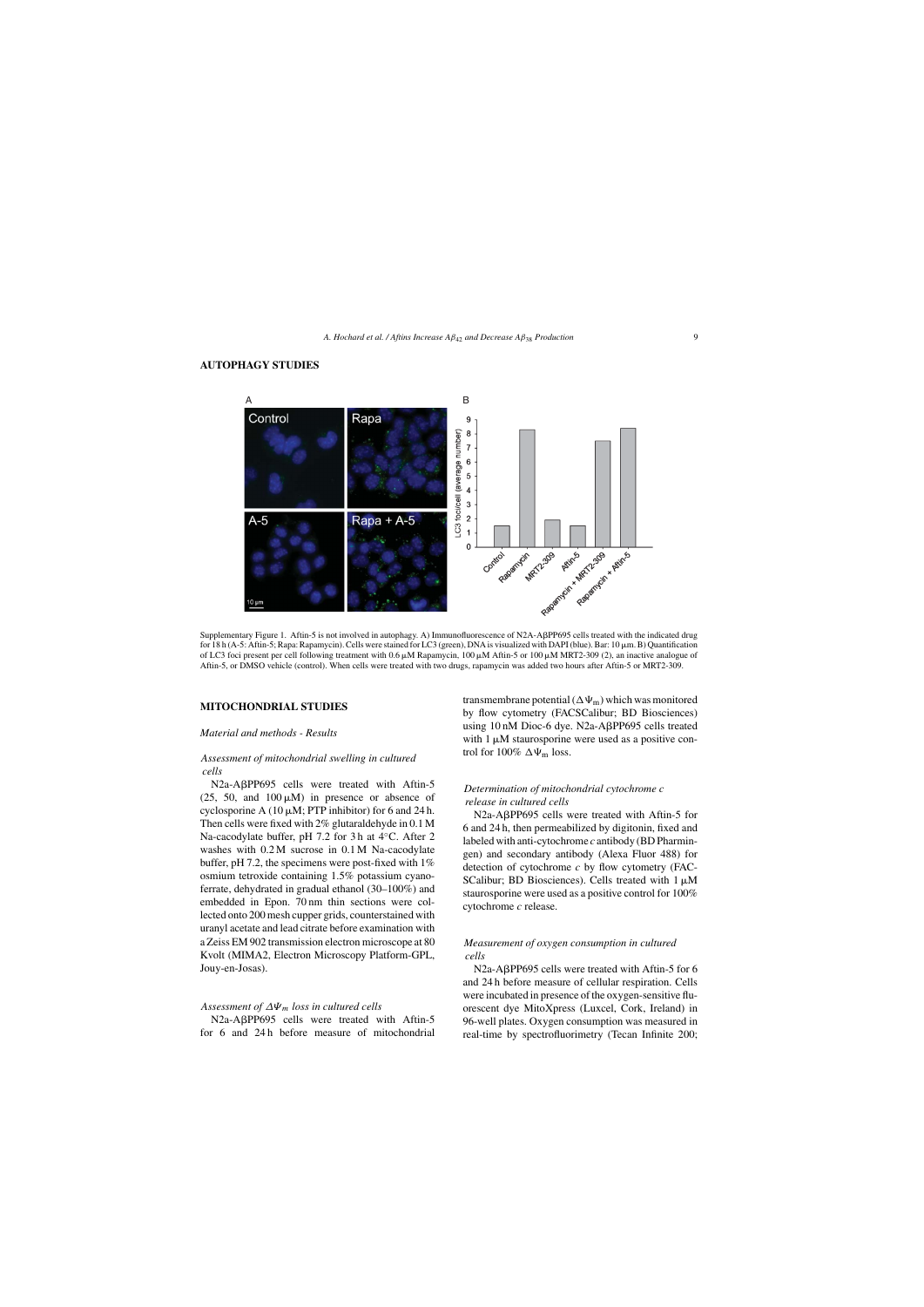## AUTOPHAGY STUDIES

Supplementary Figure 1. Aftin-5 is not involved in autophagy. A) Immunofluorescence of N2A-AβPP695 cells treated with the indicated drug for 18 h (A-5: Aftin-5; Rapa: Rapamycin). Cells were stained for LC3 (green), DNA is visualized with DAPI (blue). Bar: 10 μm. B) Quantification of LC3 foci present per cell following treatment with 0.6 μM Rapamycin, 100 μM Aftin-5 or 100 μM MRT2-309 (2), an inactive analogue of Aftin-5, or DMSO vehicle (control). When cells were treated with two drugs, rapamycin was added two hours after Aftin-5 or MRT2-309.

## MITOCHONDRIAL STUDIES

### *Material and methods - Results*

#### *Assessment of mitochondrial swelling in cultured cells*

N2a-AβPP695 cells were treated with Aftin-5 (25, 50, and 100 μM) in presence or absence of cyclosporine A (10 μM; PTP inhibitor) for 6 and 24 h. Then cells were fixed with 2% glutaraldehyde in 0.1 M Na-cacodylate buffer, pH 7.2 for 3 h at 4°C. After 2 washes with 0.2 M sucrose in 0.1 M Na-cacodylate buffer, pH 7.2, the specimens were post-fixed with 1% osmium tetroxide containing 1.5% potassium cyanoferrate, dehydrated in gradual ethanol (30–100%) and embedded in Epon. 70 nm thin sections were collected onto 200 mesh cupper grids, counterstained with uranyl acetate and lead citrate before examination with a Zeiss EM 902 transmission electron microscope at 80 Kvolt (MIMA2, Electron Microscopy Platform-GPL, Jouy-en-Josas).

#### *Assessment of $\Delta\Psi_m$ loss in cultured cells*

N2a-AβPP695 cells were treated with Aftin-5 for 6 and 24 h before measure of mitochondrial transmembrane potential ($\Delta\Psi_m$) which was monitored by flow cytometry (FACSCalibur; BD Biosciences) using 10 nM Dioc-6 dye. N2a-AβPP695 cells treated with 1 μM staurosporine were used as a positive control for 100% $\Delta\Psi_m$ loss.

#### *Determination of mitochondrial cytochrome c release in cultured cells*

N2a-AβPP695 cells were treated with Aftin-5 for 6 and 24 h, then permeabilized by digitonin, fixed and labeled with anti-cytochrome *c* antibody (BD Pharmingen) and secondary antibody (Alexa Fluor 488) for detection of cytochrome *c* by flow cytometry (FACSCalibur; BD Biosciences). Cells treated with 1 μM staurosporine were used as a positive control for 100% cytochrome *c* release.

#### *Measurement of oxygen consumption in cultured cells*

N2a-AβPP695 cells were treated with Aftin-5 for 6 and 24 h before measure of cellular respiration. Cells were incubated in presence of the oxygen-sensitive fluorescent dye MitoXpress (Luxcel, Cork, Ireland) in 96-well plates. Oxygen consumption was measured in real-time by spectrofluorimetry (Tecan Infinite 200;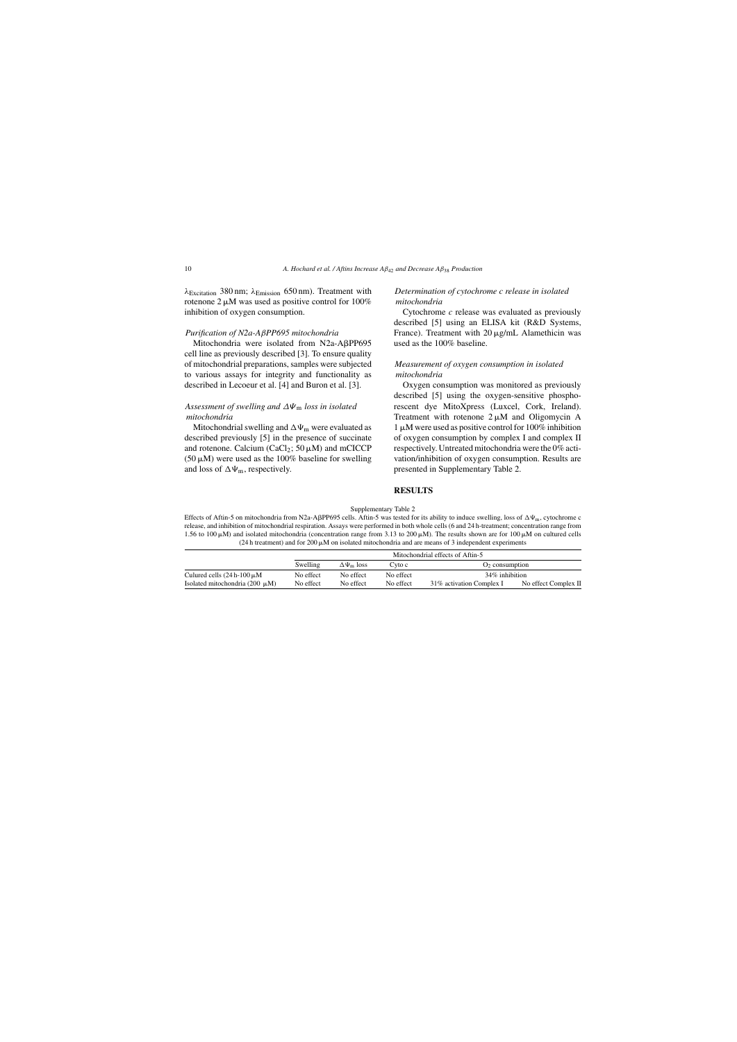$\lambda_{Excitation}$ 380 nm; $\lambda_{Emission}$ 650 nm). Treatment with rotenone 2 μM was used as positive control for 100% inhibition of oxygen consumption.

### *Purification of N2a-AβPP695 mitochondria*

Mitochondria were isolated from N2a-AβPP695 cell line as previously described [3]. To ensure quality of mitochondrial preparations, samples were subjected to various assays for integrity and functionality as described in Lecoeur et al. [4] and Buron et al. [3].

### *Assessment of swelling and $\Delta\Psi_m$ loss in isolated mitochondria*

Mitochondrial swelling and $\Delta\Psi_m$ were evaluated as described previously [5] in the presence of succinate and rotenone. Calcium ($CaCl_2$; 50 μM) and mClCCP (50 μM) were used as the 100% baseline for swelling and loss of $\Delta\Psi_m$, respectively.

### *Determination of cytochrome c release in isolated mitochondria*

Cytochrome *c* release was evaluated as previously described [5] using an ELISA kit (R&D Systems, France). Treatment with 20 μg/mL Alamethicin was used as the 100% baseline.

### *Measurement of oxygen consumption in isolated mitochondria*

Oxygen consumption was monitored as previously described [5] using the oxygen-sensitive phosphorescent dye MitoXpress (Luxcel, Cork, Ireland). Treatment with rotenone 2 μM and Oligomycin A 1 μM were used as positive control for 100% inhibition of oxygen consumption by complex I and complex II respectively. Untreated mitochondria were the 0% activation/inhibition of oxygen consumption. Results are presented in Supplementary Table 2.

## RESULTS

Supplementary Table 2

Effects of Aftin-5 on mitochondria from N2a-AβPP695 cells. Aftin-5 was tested for its ability to induce swelling, loss of $\Delta\Psi_m$, cytochrome c release, and inhibition of mitochondrial respiration. Assays were performed in both whole cells (6 and 24 h-treatment; concentration range from 1.56 to 100 μM) and isolated mitochondria (concentration range from 3.13 to 200 μM). The results shown are for 100 μM on cultured cells (24 h treatment) and for 200 μM on isolated mitochondria and are means of 3 independent experiments

| | Mitochondrial effects of Aftin-5 | | | | |
|---|---|---|---|---|---|
| | Swelling | $\Delta\Psi_m$ loss | Cyto c | $O_2$ consumption | |
| Culured cells (24 h-100 μM | No effect | No effect | No effect | 34% inhibition | |
| Isolated mitochondria (200 μM) | No effect | No effect | No effect | 31% activation Complex I | No effect Complex II |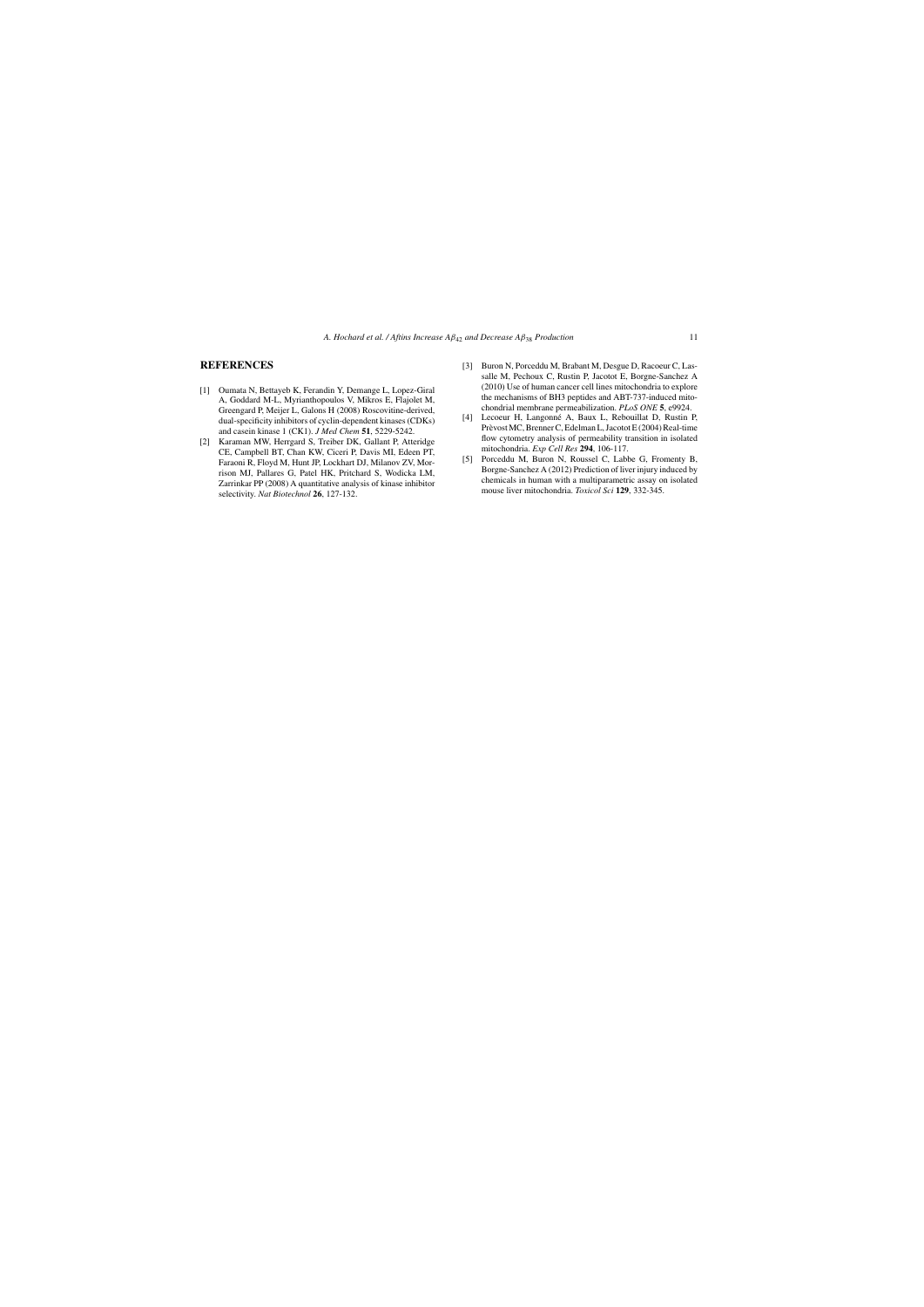## REFERENCES

[1] Oumata N, Bettayeb K, Ferandin Y, Demange L, Lopez-Giral A, Goddard M-L, Myrianthopoulos V, Mikros E, Flajolet M, Greengard P, Meijer L, Galons H (2008) Roscovitine-derived, dual-specificity inhibitors of cyclin-dependent kinases (CDKs) and casein kinase 1 (CK1). *J Med Chem* **51**, 5229-5242.

[2] Karaman MW, Herrgard S, Treiber DK, Gallant P, Atteridge CE, Campbell BT, Chan KW, Ciceri P, Davis MI, Edeen PT, Faraoni R, Floyd M, Hunt JP, Lockhart DJ, Milanov ZV, Morrison MJ, Pallares G, Patel HK, Pritchard S, Wodicka LM, Zarrinkar PP (2008) A quantitative analysis of kinase inhibitor selectivity. *Nat Biotechnol* **26**, 127-132.

[3] Buron N, Porceddu M, Brabant M, Desgue D, Racoeur C, Lassalle M, Pechoux C, Rustin P, Jacotot E, Borgne-Sanchez A (2010) Use of human cancer cell lines mitochondria to explore the mechanisms of BH3 peptides and ABT-737-induced mitochondrial membrane permeabilization. *PLoS ONE* **5**, e9924.

[4] Lecoeur H, Langonné A, Baux L, Rebouillat D, Rustin P, Prèvost MC, Brenner C, Edelman L, Jacotot E (2004) Real-time flow cytometry analysis of permeability transition in isolated mitochondria. *Exp Cell Res* **294**, 106-117.

[5] Porceddu M, Buron N, Roussel C, Labbe G, Fromenty B, Borgne-Sanchez A (2012) Prediction of liver injury induced by chemicals in human with a multiparametric assay on isolated mouse liver mitochondria. *Toxicol Sci* **129**, 332-345.